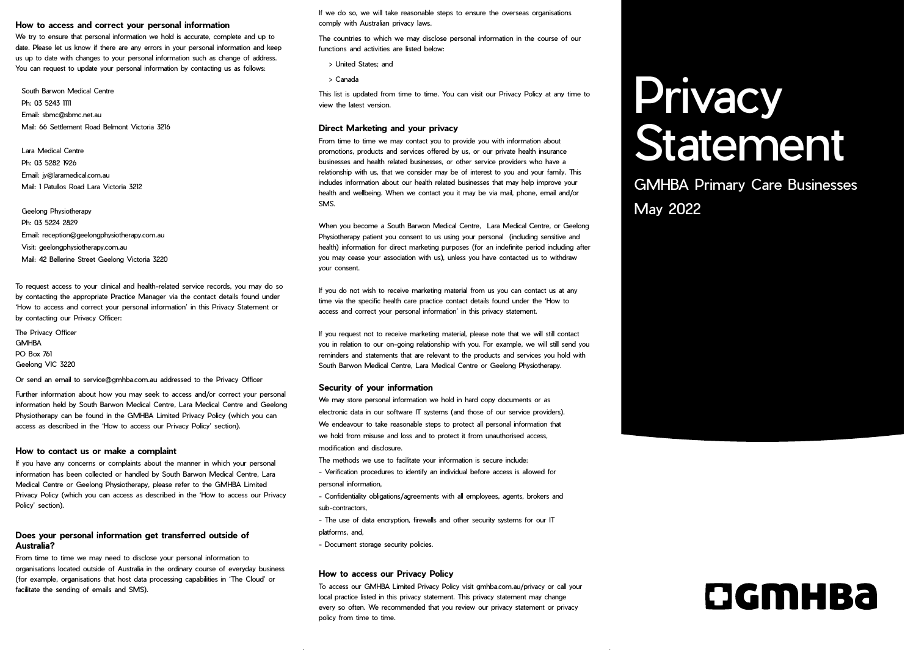## How to access and correct your personal information

We try to ensure that personal information we hold is accurate, complete and up to date. Please let us know if there are any errors in your personal information and keep us up to date with changes to your personal information such as change of address. You can request to update your personal information by contacting us as follows:

South Barwon Medical Centre
Ph: 03 5243 1111
Email: sbmc@sbmc.net.au
Mail: 66 Settlement Road Belmont Victoria 3216

Lara Medical Centre
Ph: 03 5282 1926
Email: jy@laramedical.com.au
Mail: 1 Patullos Road Lara Victoria 3212

Geelong Physiotherapy
Ph: 03 5224 2829
Email: reception@geelongphysiotherapy.com.au
Visit: geelongphysiotherapy.com.au
Mail: 42 Bellerine Street Geelong Victoria 3220

To request access to your clinical and health-related service records, you may do so by contacting the appropriate Practice Manager via the contact details found under 'How to access and correct your personal information' in this Privacy Statement or by contacting our Privacy Officer:

The Privacy Officer
GMHBA
PO Box 761
Geelong VIC 3220

Or send an email to service@gmhba.com.au addressed to the Privacy Officer

Further information about how you may seek to access and/or correct your personal information held by South Barwon Medical Centre, Lara Medical Centre and Geelong Physiotherapy can be found in the GMHBA Limited Privacy Policy (which you can access as described in the 'How to access our Privacy Policy' section).

## How to contact us or make a complaint

If you have any concerns or complaints about the manner in which your personal information has been collected or handled by South Barwon Medical Centre, Lara Medical Centre or Geelong Physiotherapy, please refer to the GMHBA Limited Privacy Policy (which you can access as described in the 'How to access our Privacy Policy' section).

## Does your personal information get transferred outside of Australia?

From time to time we may need to disclose your personal information to organisations located outside of Australia in the ordinary course of everyday business (for example, organisations that host data processing capabilities in 'The Cloud' or facilitate the sending of emails and SMS).

If we do so, we will take reasonable steps to ensure the overseas organisations comply with Australian privacy laws.

The countries to which we may disclose personal information in the course of our functions and activities are listed below:

> United States; and

> Canada

This list is updated from time to time. You can visit our Privacy Policy at any time to view the latest version.

## Direct Marketing and your privacy

From time to time we may contact you to provide you with information about promotions, products and services offered by us, or our private health insurance businesses and health related businesses, or other service providers who have a relationship with us, that we consider may be of interest to you and your family. This includes information about our health related businesses that may help improve your health and wellbeing. When we contact you it may be via mail, phone, email and/or SMS.

When you become a South Barwon Medical Centre, Lara Medical Centre, or Geelong Physiotherapy patient you consent to us using your personal (including sensitive and health) information for direct marketing purposes (for an indefinite period including after you may cease your association with us), unless you have contacted us to withdraw your consent.

If you do not wish to receive marketing material from us you can contact us at any time via the specific health care practice contact details found under the 'How to access and correct your personal information' in this privacy statement.

If you request not to receive marketing material, please note that we will still contact you in relation to our on-going relationship with you. For example, we will still send you reminders and statements that are relevant to the products and services you hold with South Barwon Medical Centre, Lara Medical Centre or Geelong Physiotherapy.

## Security of your information

We may store personal information we hold in hard copy documents or as electronic data in our software IT systems (and those of our service providers). We endeavour to take reasonable steps to protect all personal information that we hold from misuse and loss and to protect it from unauthorised access, modification and disclosure.

The methods we use to facilitate your information is secure include:

- Verification procedures to identify an individual before access is allowed for personal information,
- Confidentiality obligations/agreements with all employees, agents, brokers and sub-contractors,
- The use of data encryption, firewalls and other security systems for our IT platforms, and,
- Document storage security policies.

## How to access our Privacy Policy

To access our GMHBA Limited Privacy Policy visit gmhba.com.au/privacy or call your local practice listed in this privacy statement. This privacy statement may change every so often. We recommended that you review our privacy statement or privacy policy from time to time.

# Privacy Statement

GMHBA Primary Care Businesses

May 2022

GMHBA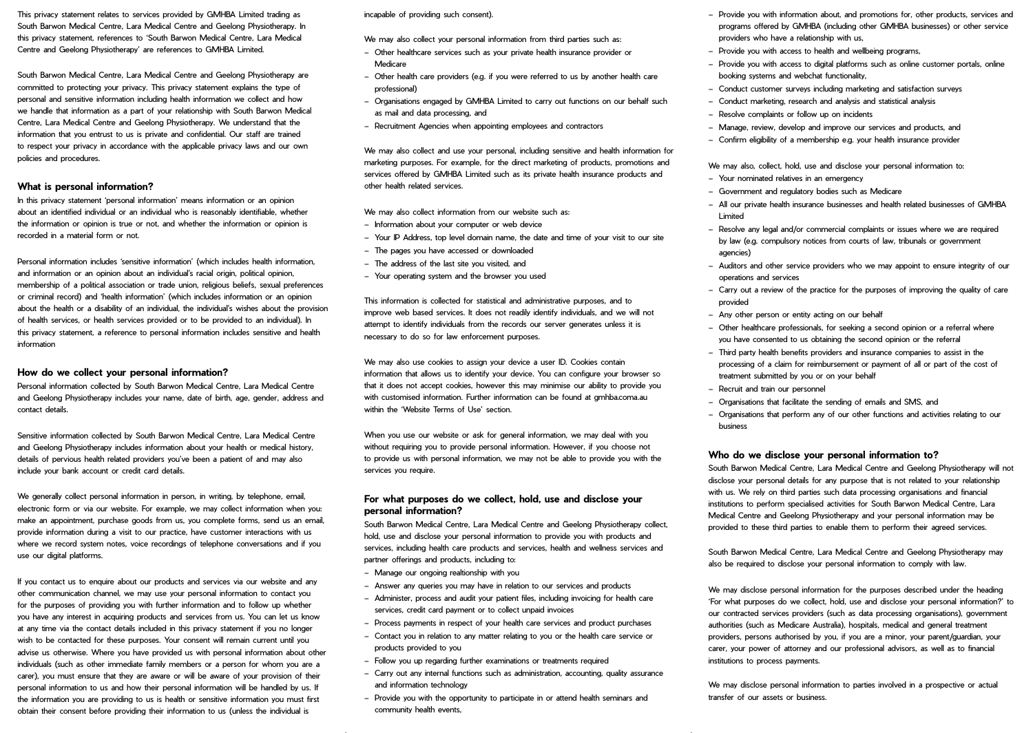This privacy statement relates to services provided by GMHBA Limited trading as South Barwon Medical Centre, Lara Medical Centre and Geelong Physiotherapy. In this privacy statement, references to 'South Barwon Medical Centre, Lara Medical Centre and Geelong Physiotherapy' are references to GMHBA Limited.

South Barwon Medical Centre, Lara Medical Centre and Geelong Physiotherapy are committed to protecting your privacy. This privacy statement explains the type of personal and sensitive information including health information we collect and how we handle that information as a part of your relationship with South Barwon Medical Centre, Lara Medical Centre and Geelong Physiotherapy. We understand that the information that you entrust to us is private and confidential. Our staff are trained to respect your privacy in accordance with the applicable privacy laws and our own policies and procedures.

## What is personal information?

In this privacy statement 'personal information' means information or an opinion about an identified individual or an individual who is reasonably identifiable, whether the information or opinion is true or not, and whether the information or opinion is recorded in a material form or not.

Personal information includes 'sensitive information' (which includes health information, and information or an opinion about an individual's racial origin, political opinion, membership of a political association or trade union, religious beliefs, sexual preferences or criminal record) and 'health information' (which includes information or an opinion about the health or a disability of an individual, the individual's wishes about the provision of health services, or health services provided or to be provided to an individual). In this privacy statement, a reference to personal information includes sensitive and health information

## How do we collect your personal information?

Personal information collected by South Barwon Medical Centre, Lara Medical Centre and Geelong Physiotherapy includes your name, date of birth, age, gender, address and contact details.

Sensitive information collected by South Barwon Medical Centre, Lara Medical Centre and Geelong Physiotherapy includes information about your health or medical history, details of pervious health related providers you've been a patient of and may also include your bank account or credit card details.

We generally collect personal information in person, in writing, by telephone, email, electronic form or via our website. For example, we may collect information when you: make an appointment, purchase goods from us, you complete forms, send us an email, provide information during a visit to our practice, have customer interactions with us where we record system notes, voice recordings of telephone conversations and if you use our digital platforms.

If you contact us to enquire about our products and services via our website and any other communication channel, we may use your personal information to contact you for the purposes of providing you with further information and to follow up whether you have any interest in acquiring products and services from us. You can let us know at any time via the contact details included in this privacy statement if you no longer wish to be contacted for these purposes. Your consent will remain current until you advise us otherwise. Where you have provided us with personal information about other individuals (such as other immediate family members or a person for whom you are a carer), you must ensure that they are aware or will be aware of your provision of their personal information to us and how their personal information will be handled by us. If the information you are providing to us is health or sensitive information you must first obtain their consent before providing their information to us (unless the individual is incapable of providing such consent).

We may also collect your personal information from third parties such as:

- Other healthcare services such as your private health insurance provider or Medicare
- Other health care providers (e.g. if you were referred to us by another health care professional)
- Organisations engaged by GMHBA Limited to carry out functions on our behalf such as mail and data processing, and
- Recruitment Agencies when appointing employees and contractors

We may also collect and use your personal, including sensitive and health information for marketing purposes. For example, for the direct marketing of products, promotions and services offered by GMHBA Limited such as its private health insurance products and other health related services.

We may also collect information from our website such as:

- Information about your computer or web device
- Your IP Address, top level domain name, the date and time of your visit to our site
- The pages you have accessed or downloaded
- The address of the last site you visited, and
- Your operating system and the browser you used

This information is collected for statistical and administrative purposes, and to improve web based services. It does not readily identify individuals, and we will not attempt to identify individuals from the records our server generates unless it is necessary to do so for law enforcement purposes.

We may also use cookies to assign your device a user ID. Cookies contain information that allows us to identify your device. You can configure your browser so that it does not accept cookies, however this may minimise our ability to provide you with customised information. Further information can be found at gmhba.coma.au within the 'Website Terms of Use' section.

When you use our website or ask for general information, we may deal with you without requiring you to provide personal information. However, if you choose not to provide us with personal information, we may not be able to provide you with the services you require.

## For what purposes do we collect, hold, use and disclose your personal information?

South Barwon Medical Centre, Lara Medical Centre and Geelong Physiotherapy collect, hold, use and disclose your personal information to provide you with products and services, including health care products and services, health and wellness services and partner offerings and products, including to:

- Manage our ongoing realtionship with you
- Answer any queries you may have in relation to our services and products
- Administer, process and audit your patient files, including invoicing for health care services, credit card payment or to collect unpaid invoices
- Process payments in respect of your health care services and product purchases
- Contact you in relation to any matter relating to you or the health care service or products provided to you
- Follow you up regarding further examinations or treatments required
- Carry out any internal functions such as administration, accounting, quality assurance and information technology
- Provide you with the opportunity to participate in or attend health seminars and community health events,
- Provide you with information about, and promotions for, other products, services and programs offered by GMHBA (including other GMHBA businesses) or other service providers who have a relationship with us,
- Provide you with access to health and wellbeing programs,
- Provide you with access to digital platforms such as online customer portals, online booking systems and webchat functionality,
- Conduct customer surveys including marketing and satisfaction surveys
- Conduct marketing, research and analysis and statistical analysis
- Resolve complaints or follow up on incidents
- Manage, review, develop and improve our services and products, and
- Confirm eligibility of a membership e.g. your health insurance provider

We may also, collect, hold, use and disclose your personal information to:

- Your nominated relatives in an emergency
- Government and regulatory bodies such as Medicare
- All our private health insurance businesses and health related businesses of GMHBA Limited
- Resolve any legal and/or commercial complaints or issues where we are required by law (e.g. compulsory notices from courts of law, tribunals or government agencies)
- Auditors and other service providers who we may appoint to ensure integrity of our operations and services
- Carry out a review of the practice for the purposes of improving the quality of care provided
- Any other person or entity acting on our behalf
- Other healthcare professionals, for seeking a second opinion or a referral where you have consented to us obtaining the second opinion or the referral
- Third party health benefits providers and insurance companies to assist in the processing of a claim for reimbursement or payment of all or part of the cost of treatment submitted by you or on your behalf
- Recruit and train our personnel
- Organisations that facilitate the sending of emails and SMS, and
- Organisations that perform any of our other functions and activities relating to our business

## Who do we disclose your personal information to?

South Barwon Medical Centre, Lara Medical Centre and Geelong Physiotherapy will not disclose your personal details for any purpose that is not related to your relationship with us. We rely on third parties such data processing organisations and financial institutions to perform specialised activities for South Barwon Medical Centre, Lara Medical Centre and Geelong Physiotherapy and your personal information may be provided to these third parties to enable them to perform their agreed services.

South Barwon Medical Centre, Lara Medical Centre and Geelong Physiotherapy may also be required to disclose your personal information to comply with law.

We may disclose personal information for the purposes described under the heading 'For what purposes do we collect, hold, use and disclose your personal information?' to our contracted services providers (such as data processing organisations), government authorities (such as Medicare Australia), hospitals, medical and general treatment providers, persons authorised by you, if you are a minor, your parent/guardian, your carer, your power of attorney and our professional advisors, as well as to financial institutions to process payments.

We may disclose personal information to parties involved in a prospective or actual transfer of our assets or business.